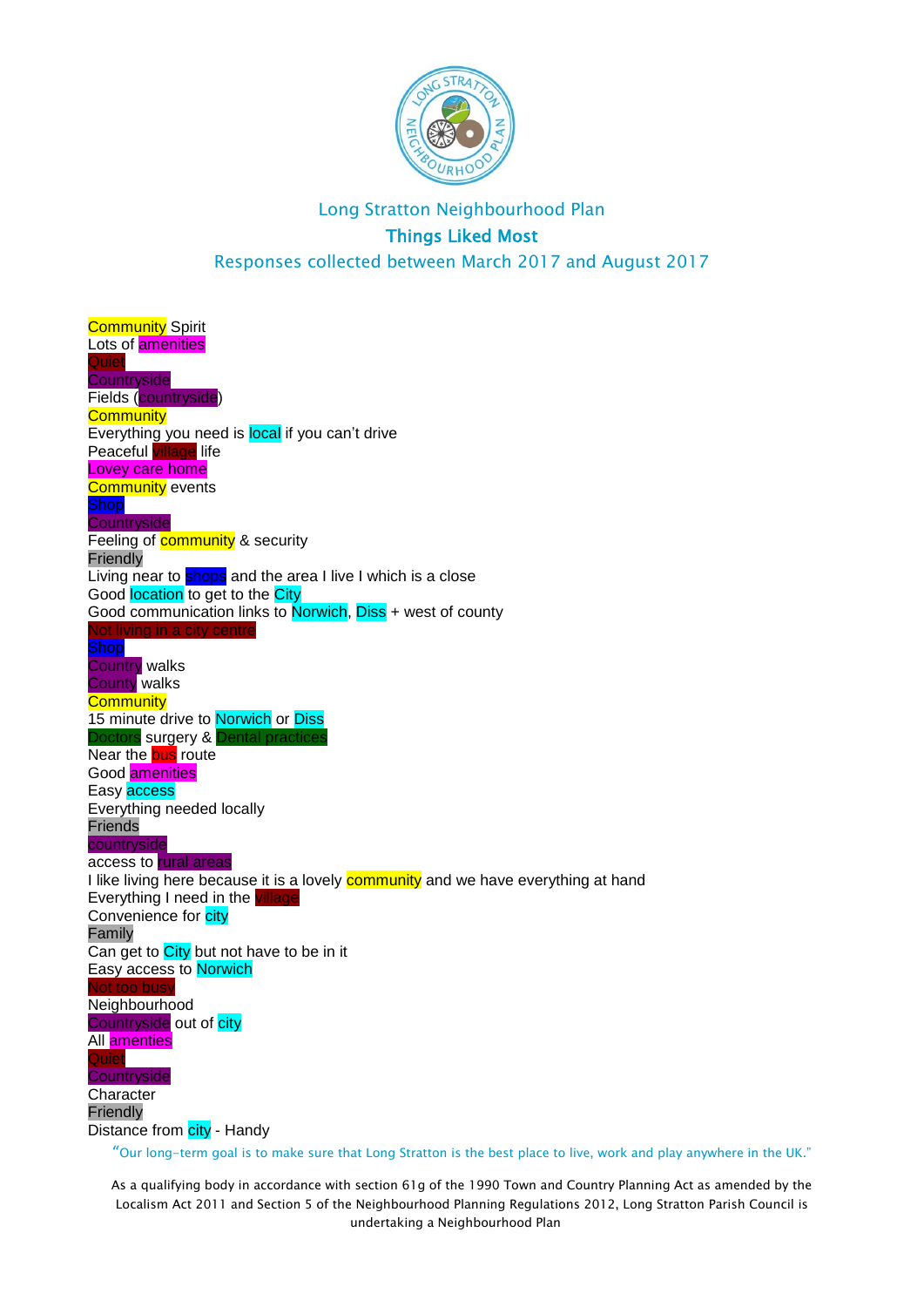# Long Stratton Neighbourhood Plan

## Things Liked Most

Responses collected between March 2017 and August 2017

Community Spirit
Lots of amenities
Quiet
Countryside
Fields (countryside)
Community
Everything you need is local if you can't drive
Peaceful village life
Lovey care home
Community events
Shop
Countryside
Feeling of community & security
Friendly
Living near to shops and the area I live I which is a close
Good location to get to the City
Good communication links to Norwich, Diss + west of county
Not living in a city centre
Shop
Country walks
County walks
Community
15 minute drive to Norwich or Diss
Doctors surgery & Dental practices
Near the bus route
Good amenities
Easy access
Everything needed locally
Friends
countryside
access to rural areas
I like living here because it is a lovely community and we have everything at hand
Everything I need in the village
Convenience for city
Family
Can get to City but not have to be in it
Easy access to Norwich
Not too busy
Neighbourhood
Countryside out of city
All amenties
Quiet
Countryside
Character
Friendly
Distance from city - Handy

"Our long-term goal is to make sure that Long Stratton is the best place to live, work and play anywhere in the UK."

As a qualifying body in accordance with section 61g of the 1990 Town and Country Planning Act as amended by the Localism Act 2011 and Section 5 of the Neighbourhood Planning Regulations 2012, Long Stratton Parish Council is undertaking a Neighbourhood Plan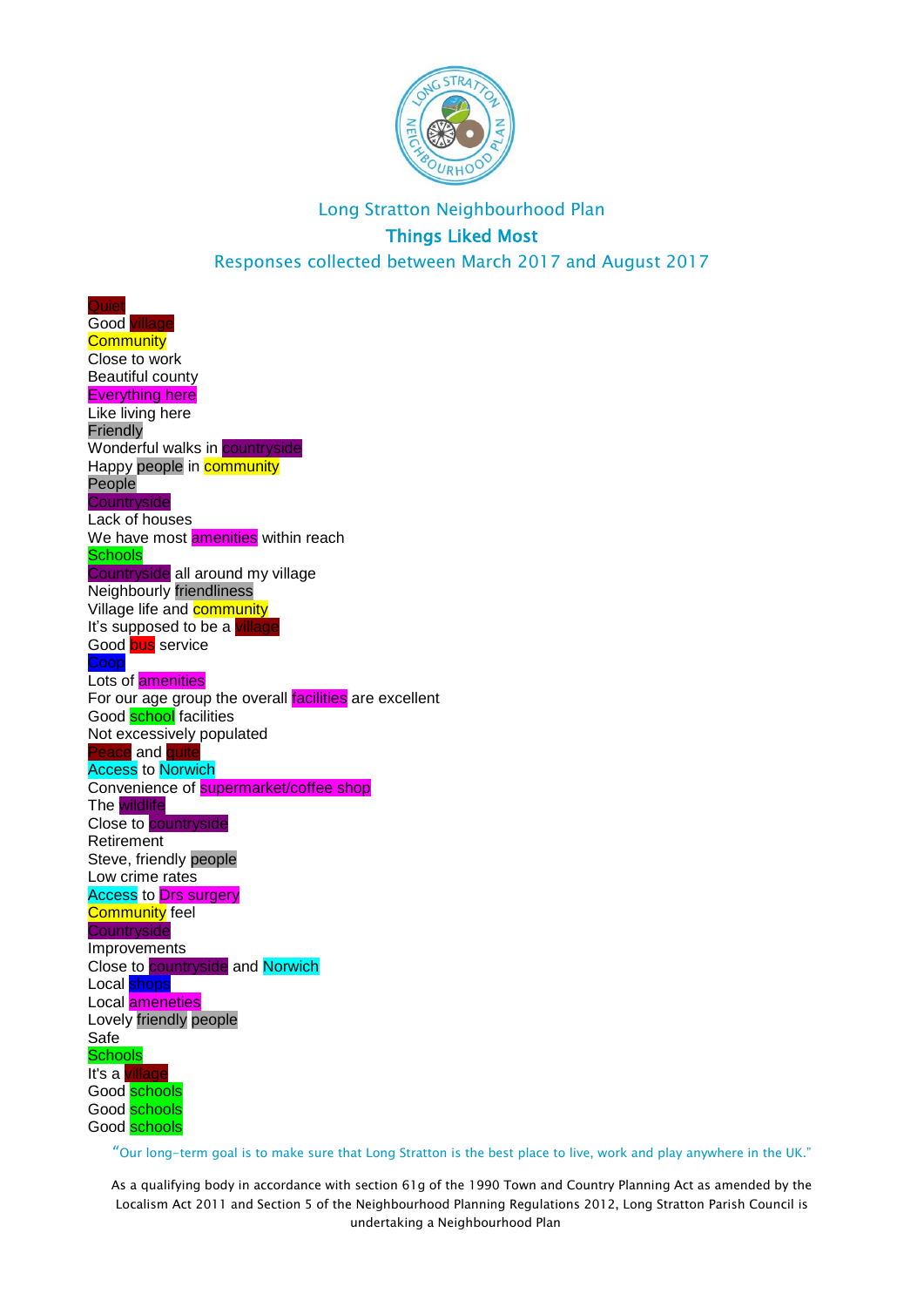Long Stratton Neighbourhood Plan

## Things Liked Most

Responses collected between March 2017 and August 2017

Quiet
Good village
Community
Close to work
Beautiful county
Everything here
Like living here
Friendly
Wonderful walks in countryside
Happy people in community
People
Countryside
Lack of houses
We have most amenities within reach
Schools
Countryside all around my village
Neighbourly friendliness
Village life and community
It's supposed to be a village
Good bus service
Coop
Lots of amenities
For our age group the overall facilities are excellent
Good school facilities
Not excessively populated
Peace and quite
Access to Norwich
Convenience of supermarket/coffee shop
The wildlife
Close to countryside
Retirement
Steve, friendly people
Low crime rates
Access to Drs surgery
Community feel
Countryside
Improvements
Close to countryside and Norwich
Local shops
Local ameneties
Lovely friendly people
Safe
Schools
It's a village
Good schools
Good schools
Good schools

"Our long-term goal is to make sure that Long Stratton is the best place to live, work and play anywhere in the UK."

As a qualifying body in accordance with section 61g of the 1990 Town and Country Planning Act as amended by the Localism Act 2011 and Section 5 of the Neighbourhood Planning Regulations 2012, Long Stratton Parish Council is undertaking a Neighbourhood Plan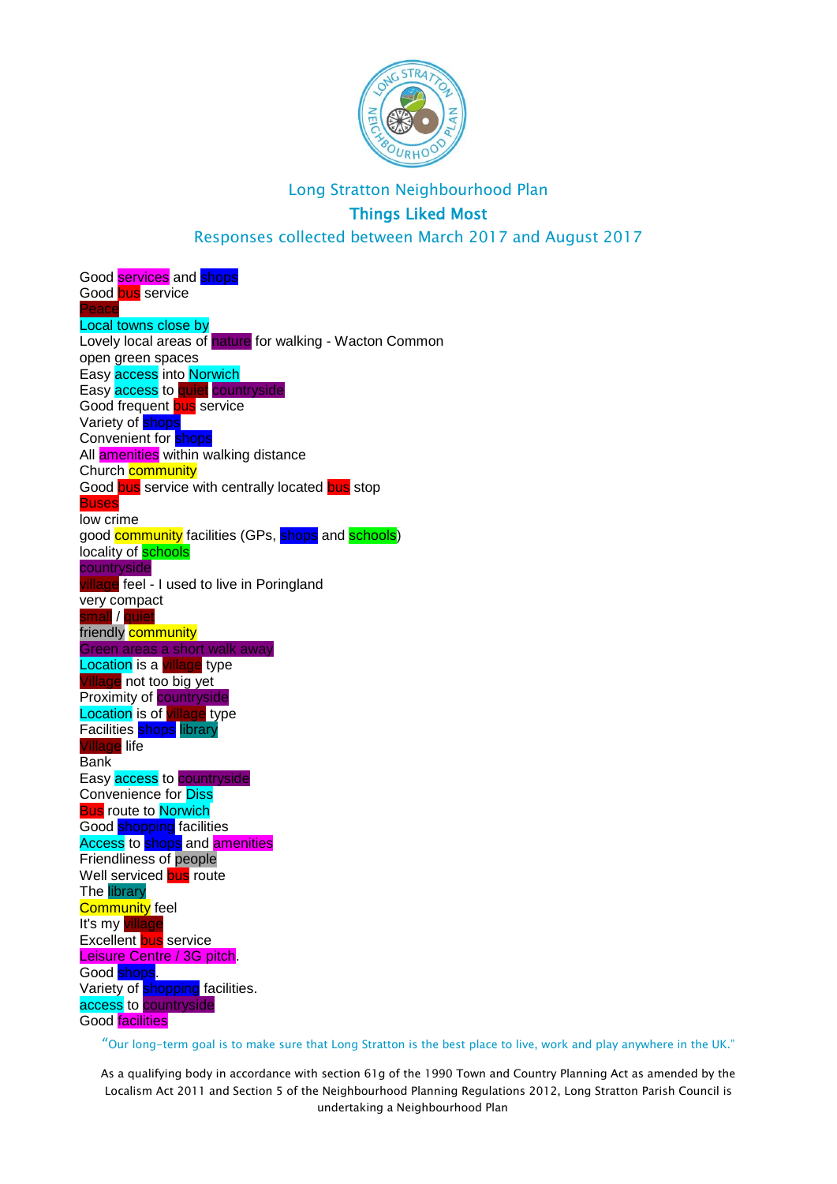Long Stratton Neighbourhood Plan

## Things Liked Most

Responses collected between March 2017 and August 2017

Good services and shops
Good bus service
Peace
Local towns close by
Lovely local areas of nature for walking - Wacton Common
open green spaces
Easy access into Norwich
Easy access to quiet countryside
Good frequent bus service
Variety of shops
Convenient for shops
All amenities within walking distance
Church community
Good bus service with centrally located bus stop
Buses
low crime
good community facilities (GPs, shops and schools)
locality of schools
countryside
village feel - I used to live in Poringland
very compact
small / quiet
friendly community
Green areas a short walk away
Location is a village type
Village not too big yet
Proximity of countryside
Location is of village type
Facilities shops library
Village life
Bank
Easy access to countryside
Convenience for Diss
Bus route to Norwich
Good shopping facilities
Access to shops and amenities
Friendliness of people
Well serviced bus route
The library
Community feel
It's my village
Excellent bus service
Leisure Centre / 3G pitch.
Good shops.
Variety of shopping facilities.
access to countryside
Good facilities

"Our long-term goal is to make sure that Long Stratton is the best place to live, work and play anywhere in the UK."

As a qualifying body in accordance with section 61g of the 1990 Town and Country Planning Act as amended by the Localism Act 2011 and Section 5 of the Neighbourhood Planning Regulations 2012, Long Stratton Parish Council is undertaking a Neighbourhood Plan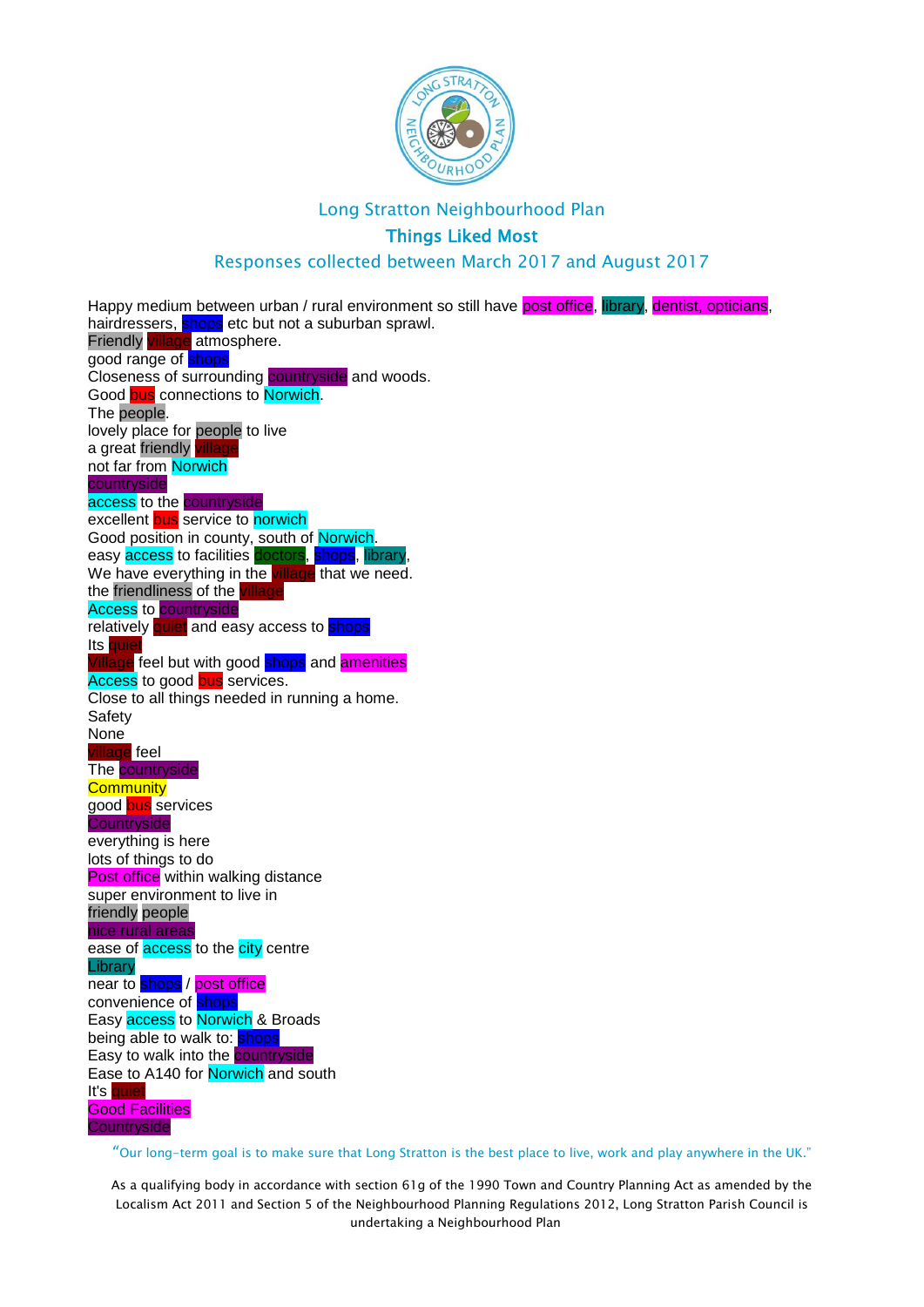Long Stratton Neighbourhood Plan

**Things Liked Most**

Responses collected between March 2017 and August 2017

Happy medium between urban / rural environment so still have post office, library, dentist, opticians, hairdressers, shops etc but not a suburban sprawl.
Friendly village atmosphere.
good range of shops
Closeness of surrounding countryside and woods.
Good bus connections to Norwich.
The people.
lovely place for people to live
a great friendly village
not far from Norwich
countryside
access to the countryside
excellent bus service to norwich
Good position in county, south of Norwich.
easy access to facilities doctors, shops, library,
We have everything in the village that we need.
the friendliness of the village
Access to countryside
relatively quiet and easy access to shops
Its quiet
Village feel but with good shops and amenities
Access to good bus services.
Close to all things needed in running a home.
Safety
None
village feel
The countryside
Community
good bus services
Countryside
everything is here
lots of things to do
Post office within walking distance
super environment to live in
friendly people
nice rural areas
ease of access to the city centre
Library
near to shops / post office
convenience of shops
Easy access to Norwich & Broads
being able to walk to: shops
Easy to walk into the countryside
Ease to A140 for Norwich and south
It's quiet
Good Facilities
Countryside

"Our long-term goal is to make sure that Long Stratton is the best place to live, work and play anywhere in the UK."

As a qualifying body in accordance with section 61g of the 1990 Town and Country Planning Act as amended by the Localism Act 2011 and Section 5 of the Neighbourhood Planning Regulations 2012, Long Stratton Parish Council is undertaking a Neighbourhood Plan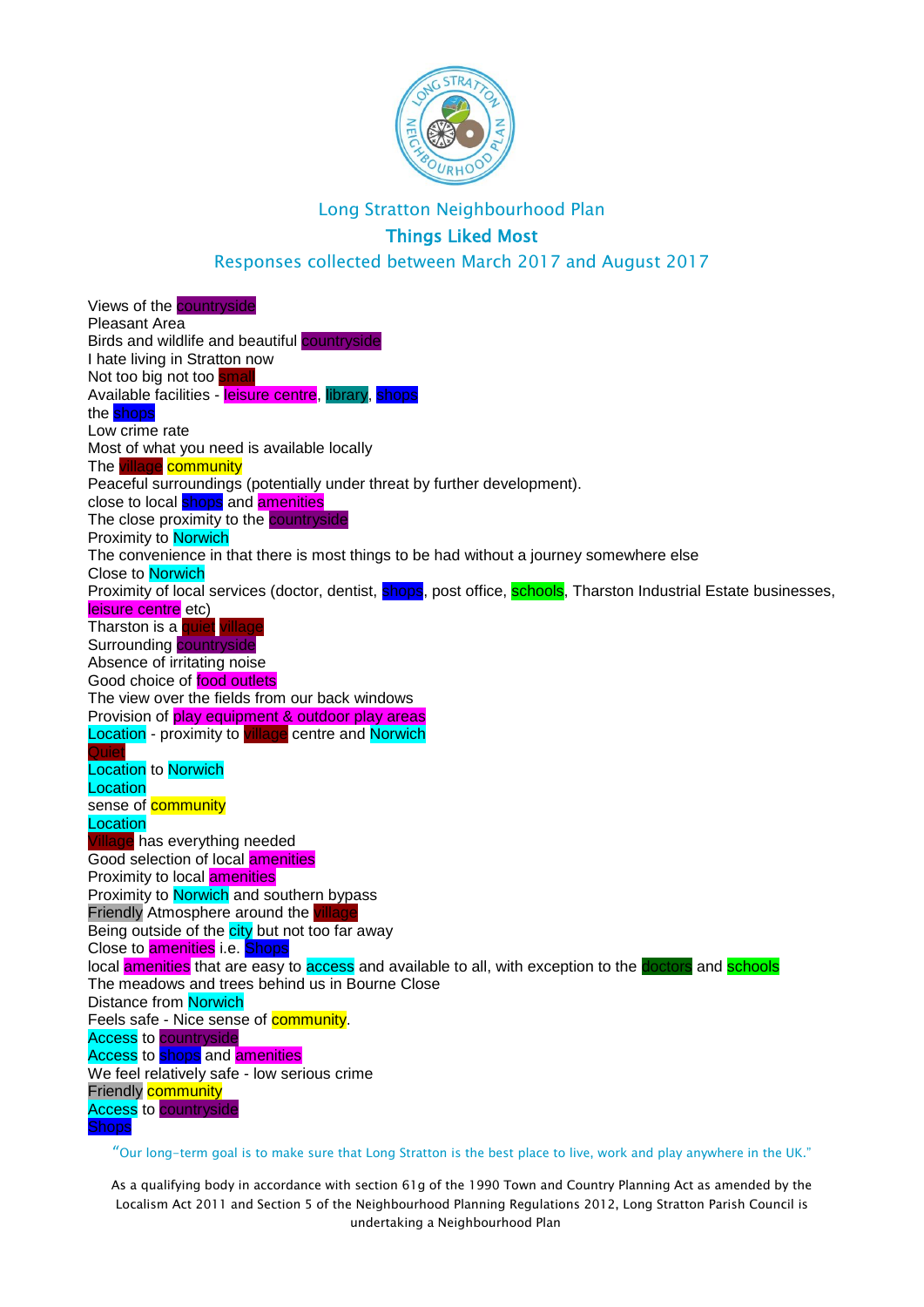Long Stratton Neighbourhood Plan

## Things Liked Most

Responses collected between March 2017 and August 2017

Views of the countryside
Pleasant Area
Birds and wildlife and beautiful countryside
I hate living in Stratton now
Not too big not too small
Available facilities - leisure centre, library, shops
the shops
Low crime rate
Most of what you need is available locally
The village community
Peaceful surroundings (potentially under threat by further development).
close to local shops and amenities
The close proximity to the countryside
Proximity to Norwich
The convenience in that there is most things to be had without a journey somewhere else
Close to Norwich
Proximity of local services (doctor, dentist, shops, post office, schools, Tharston Industrial Estate businesses, leisure centre etc)
Tharston is a quiet village
Surrounding countryside
Absence of irritating noise
Good choice of food outlets
The view over the fields from our back windows
Provision of play equipment & outdoor play areas
Location - proximity to village centre and Norwich
Quiet
Location to Norwich
Location
sense of community
Location
Village has everything needed
Good selection of local amenities
Proximity to local amenities
Proximity to Norwich and southern bypass
Friendly Atmosphere around the village
Being outside of the city but not too far away
Close to amenities i.e. Shops
local amenities that are easy to access and available to all, with exception to the doctors and schools
The meadows and trees behind us in Bourne Close
Distance from Norwich
Feels safe - Nice sense of community.
Access to countryside
Access to shops and amenities
We feel relatively safe - low serious crime
Friendly community
Access to countryside
Shops

"Our long-term goal is to make sure that Long Stratton is the best place to live, work and play anywhere in the UK."

As a qualifying body in accordance with section 61g of the 1990 Town and Country Planning Act as amended by the Localism Act 2011 and Section 5 of the Neighbourhood Planning Regulations 2012, Long Stratton Parish Council is undertaking a Neighbourhood Plan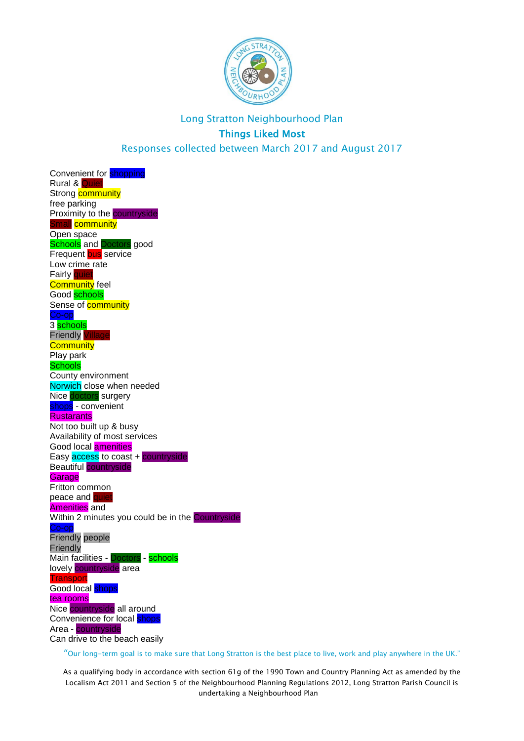Long Stratton Neighbourhood Plan

**Things Liked Most**

Responses collected between March 2017 and August 2017

Convenient for shopping
Rural & Quiet
Strong community
free parking
Proximity to the countryside
Small community
Open space
Schools and Doctors good
Frequent bus service
Low crime rate
Fairly quiet
Community feel
Good schools
Sense of community
Co-op
3 schools
Friendly Village
Community
Play park
Schools
County environment
Norwich close when needed
Nice doctors surgery
shops - convenient
Rustarants
Not too built up & busy
Availability of most services
Good local amenities
Easy access to coast + countryside
Beautiful countryside
Garage
Fritton common
peace and quiet
Amenities and
Within 2 minutes you could be in the Countryside
Co-op
Friendly people
Friendly
Main facilities - Doctors - schools
lovely countryside area
Transport
Good local shops
tea rooms
Nice countryside all around
Convenience for local shops
Area - countryside
Can drive to the beach easily

"Our long-term goal is to make sure that Long Stratton is the best place to live, work and play anywhere in the UK."

As a qualifying body in accordance with section 61g of the 1990 Town and Country Planning Act as amended by the Localism Act 2011 and Section 5 of the Neighbourhood Planning Regulations 2012, Long Stratton Parish Council is undertaking a Neighbourhood Plan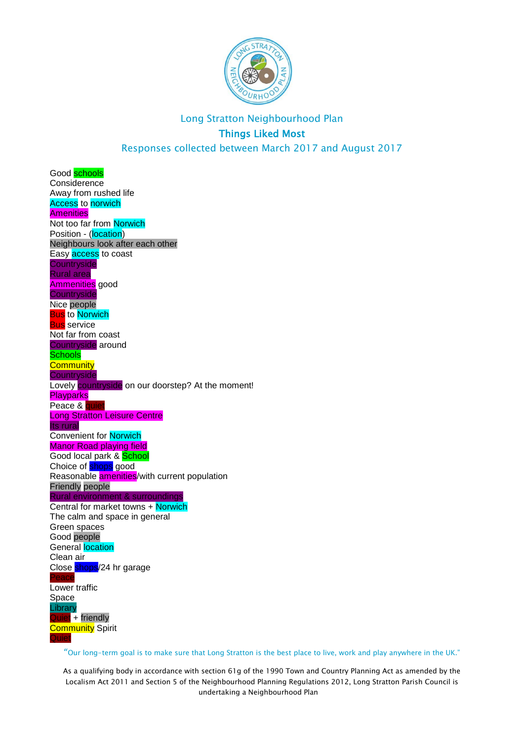Long Stratton Neighbourhood Plan

**Things Liked Most**

Responses collected between March 2017 and August 2017

Good schools
Considerence
Away from rushed life
Access to norwich
Amenities
Not too far from Norwich
Position - (location)
Neighbours look after each other
Easy access to coast
Countryside
Rural area
Ammenities good
Countryside
Nice people
Bus to Norwich
Bus service
Not far from coast
Countryside around
Schools
Community
Countryside
Lovely countryside on our doorstep? At the moment!
Playparks
Peace & quiet
Long Stratton Leisure Centre
Its rural
Convenient for Norwich
Manor Road playing field
Good local park & School
Choice of shops good
Reasonable amenities/with current population
Friendly people
Rural environment & surroundings
Central for market towns + Norwich
The calm and space in general
Green spaces
Good people
General location
Clean air
Close shops/24 hr garage
Peace
Lower traffic
Space
Library
Quiet + friendly
Community Spirit
Quiet

"Our long-term goal is to make sure that Long Stratton is the best place to live, work and play anywhere in the UK."

As a qualifying body in accordance with section 61g of the 1990 Town and Country Planning Act as amended by the Localism Act 2011 and Section 5 of the Neighbourhood Planning Regulations 2012, Long Stratton Parish Council is undertaking a Neighbourhood Plan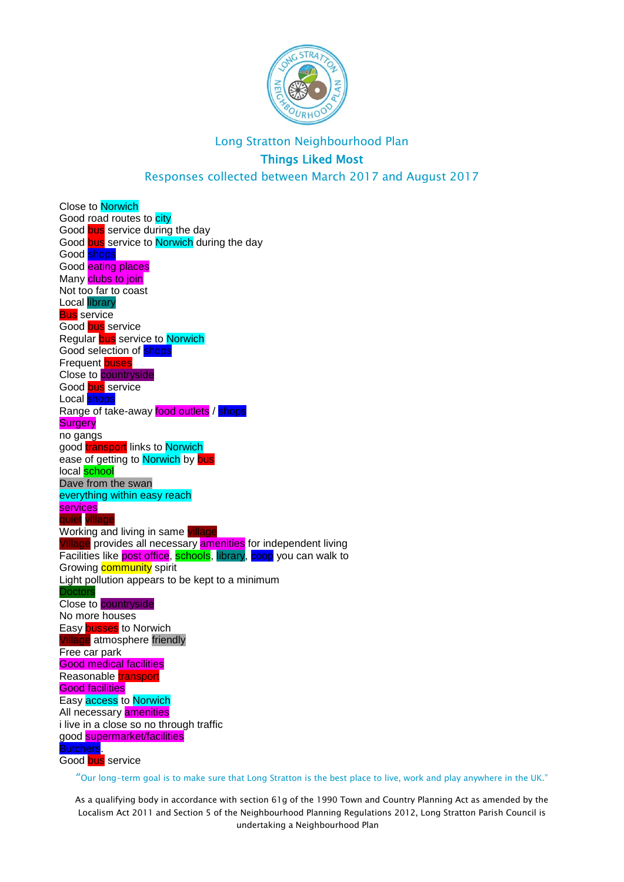Long Stratton Neighbourhood Plan

## Things Liked Most

Responses collected between March 2017 and August 2017

Close to Norwich
Good road routes to city
Good bus service during the day
Good bus service to Norwich during the day
Good shops
Good eating places
Many clubs to join
Not too far to coast
Local library
Bus service
Good bus service
Regular bus service to Norwich
Good selection of shops
Frequent buses
Close to countryside
Good bus service
Local shops
Range of take-away food outlets / shops
Surgery
no gangs
good transport links to Norwich
ease of getting to Norwich by bus
local school
Dave from the swan
everything within easy reach
services
quiet village
Working and living in same village
Village provides all necessary amenities for independent living
Facilities like post office, schools, library, coop you can walk to
Growing community spirit
Light pollution appears to be kept to a minimum
Doctors
Close to countryside
No more houses
Easy busses to Norwich
Village atmosphere friendly
Free car park
Good medical facilities
Reasonable transport
Good facilities
Easy access to Norwich
All necessary amenities
i live in a close so no through traffic
good supermarket/facilities
Butchers.
Good bus service

"Our long-term goal is to make sure that Long Stratton is the best place to live, work and play anywhere in the UK."

As a qualifying body in accordance with section 61g of the 1990 Town and Country Planning Act as amended by the Localism Act 2011 and Section 5 of the Neighbourhood Planning Regulations 2012, Long Stratton Parish Council is undertaking a Neighbourhood Plan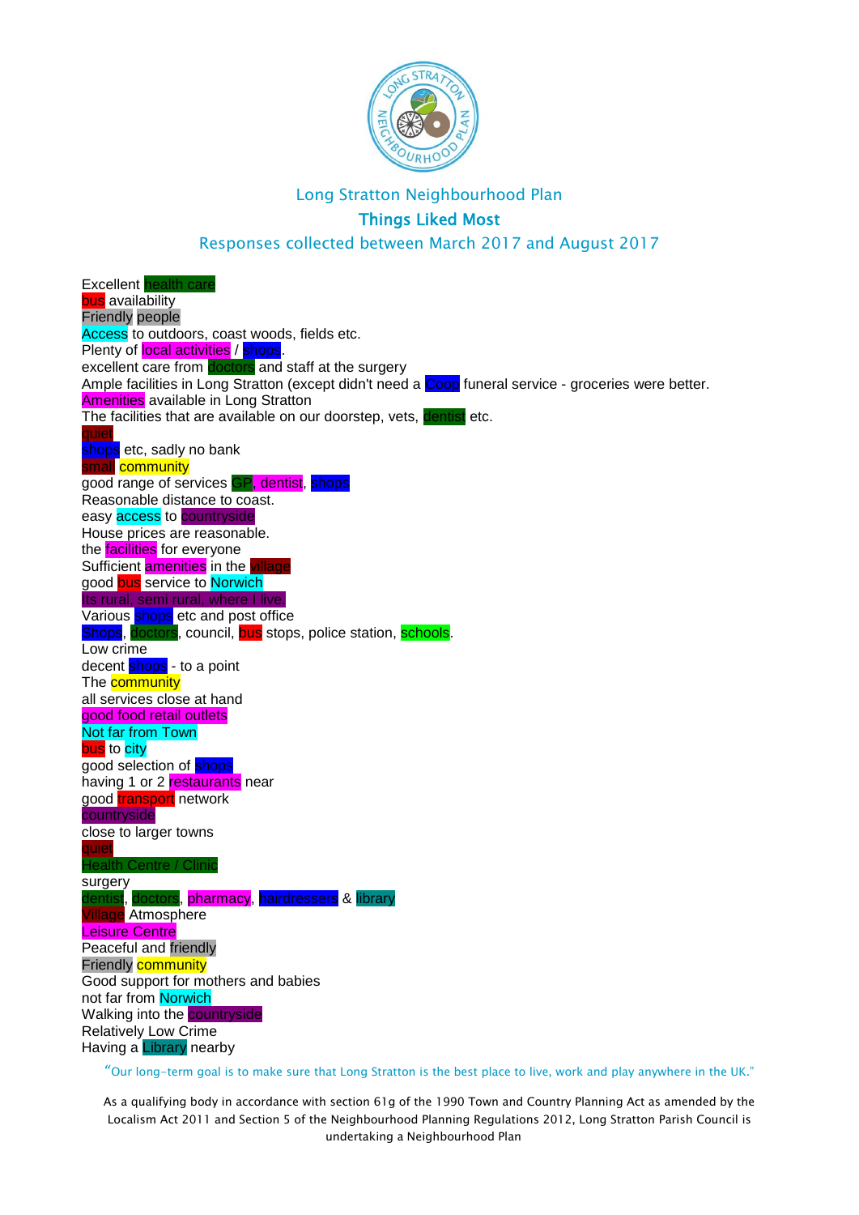# Long Stratton Neighbourhood Plan

## Things Liked Most

### Responses collected between March 2017 and August 2017

Excellent health care
bus availability
Friendly people
Access to outdoors, coast woods, fields etc.
Plenty of local activities / shops.
excellent care from doctors and staff at the surgery
Ample facilities in Long Stratton (except didn't need a Coop funeral service - groceries were better.
Amenities available in Long Stratton
The facilities that are available on our doorstep, vets, dentist etc.
quiet
shops etc, sadly no bank
small community
good range of services GP, dentist, shops
Reasonable distance to coast.
easy access to countryside
House prices are reasonable.
the facilities for everyone
Sufficient amenities in the village
good bus service to Norwich
Its rural, semi rural, where I live.
Various shops etc and post office
Shops, doctors, council, bus stops, police station, schools.
Low crime
decent shops - to a point
The community
all services close at hand
good food retail outlets
Not far from Town
bus to city
good selection of shops
having 1 or 2 restaurants near
good transport network
countryside
close to larger towns
quiet
Health Centre / Clinic
surgery
dentist, doctors, pharmacy, hairdressers & library
Village Atmosphere
Leisure Centre
Peaceful and friendly
Friendly community
Good support for mothers and babies
not far from Norwich
Walking into the countryside
Relatively Low Crime
Having a Library nearby

"Our long-term goal is to make sure that Long Stratton is the best place to live, work and play anywhere in the UK."

As a qualifying body in accordance with section 61g of the 1990 Town and Country Planning Act as amended by the Localism Act 2011 and Section 5 of the Neighbourhood Planning Regulations 2012, Long Stratton Parish Council is undertaking a Neighbourhood Plan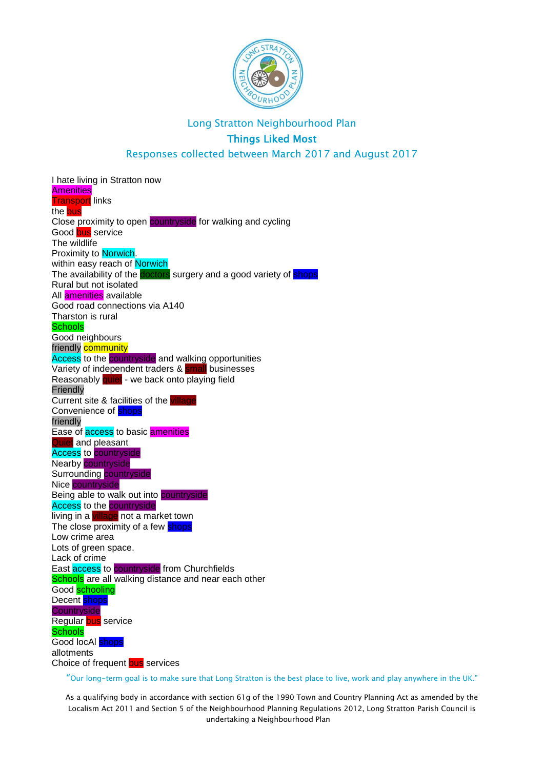Long Stratton Neighbourhood Plan

## Things Liked Most

Responses collected between March 2017 and August 2017

I hate living in Stratton now
Amenities
Transport links
the bus
Close proximity to open countryside for walking and cycling
Good bus service
The wildlife
Proximity to Norwich.
within easy reach of Norwich
The availability of the doctors surgery and a good variety of shops
Rural but not isolated
All amenities available
Good road connections via A140
Tharston is rural
Schools
Good neighbours
friendly community
Access to the countryside and walking opportunities
Variety of independent traders & small businesses
Reasonably quiet - we back onto playing field
Friendly
Current site & facilities of the village
Convenience of shops
friendly
Ease of access to basic amenities
Quiet and pleasant
Access to countryside
Nearby countryside
Surrounding countryside
Nice countryside
Being able to walk out into countryside
Access to the countryside
living in a village not a market town
The close proximity of a few shops
Low crime area
Lots of green space.
Lack of crime
East access to countryside from Churchfields
Schools are all walking distance and near each other
Good schooling
Decent shops
Countryside
Regular bus service
Schools
Good locAl shops
allotments
Choice of frequent bus services

"Our long-term goal is to make sure that Long Stratton is the best place to live, work and play anywhere in the UK."

As a qualifying body in accordance with section 61g of the 1990 Town and Country Planning Act as amended by the Localism Act 2011 and Section 5 of the Neighbourhood Planning Regulations 2012, Long Stratton Parish Council is undertaking a Neighbourhood Plan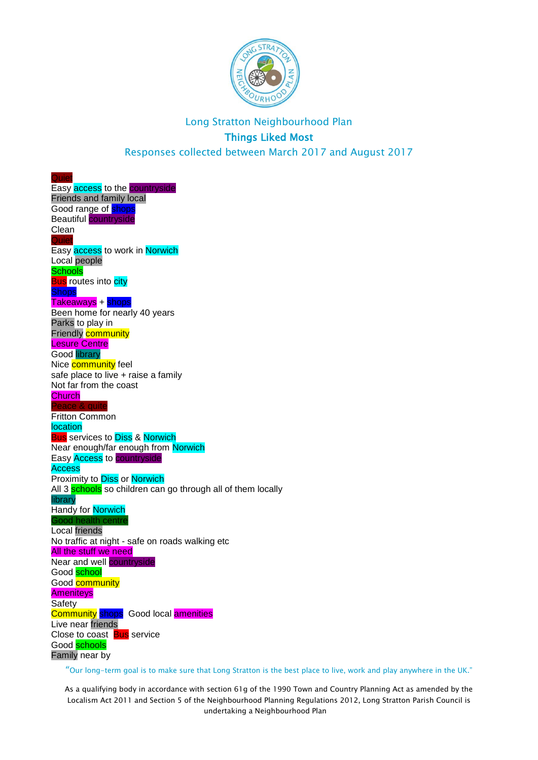Long Stratton Neighbourhood Plan

**Things Liked Most**

Responses collected between March 2017 and August 2017

Quiet
Easy access to the countryside
Friends and family local
Good range of shops
Beautiful countryside
Clean
Quiet
Easy access to work in Norwich
Local people
Schools
Bus routes into city
Shops
Takeaways + shops
Been home for nearly 40 years
Parks to play in
Friendly community
Lesure Centre
Good library
Nice community feel
safe place to live + raise a family
Not far from the coast
Church
Peace & quite
Fritton Common
location
Bus services to Diss & Norwich
Near enough/far enough from Norwich
Easy Access to countryside
Access
Proximity to Diss or Norwich
All 3 schools so children can go through all of them locally
library
Handy for Norwich
Good health centre
Local friends
No traffic at night - safe on roads walking etc
All the stuff we need
Near and well countryside
Good school
Good community
Ameniteys
Safety
Community shops Good local amenities
Live near friends
Close to coast Bus service
Good schools
Family near by

"Our long-term goal is to make sure that Long Stratton is the best place to live, work and play anywhere in the UK."

As a qualifying body in accordance with section 61g of the 1990 Town and Country Planning Act as amended by the Localism Act 2011 and Section 5 of the Neighbourhood Planning Regulations 2012, Long Stratton Parish Council is undertaking a Neighbourhood Plan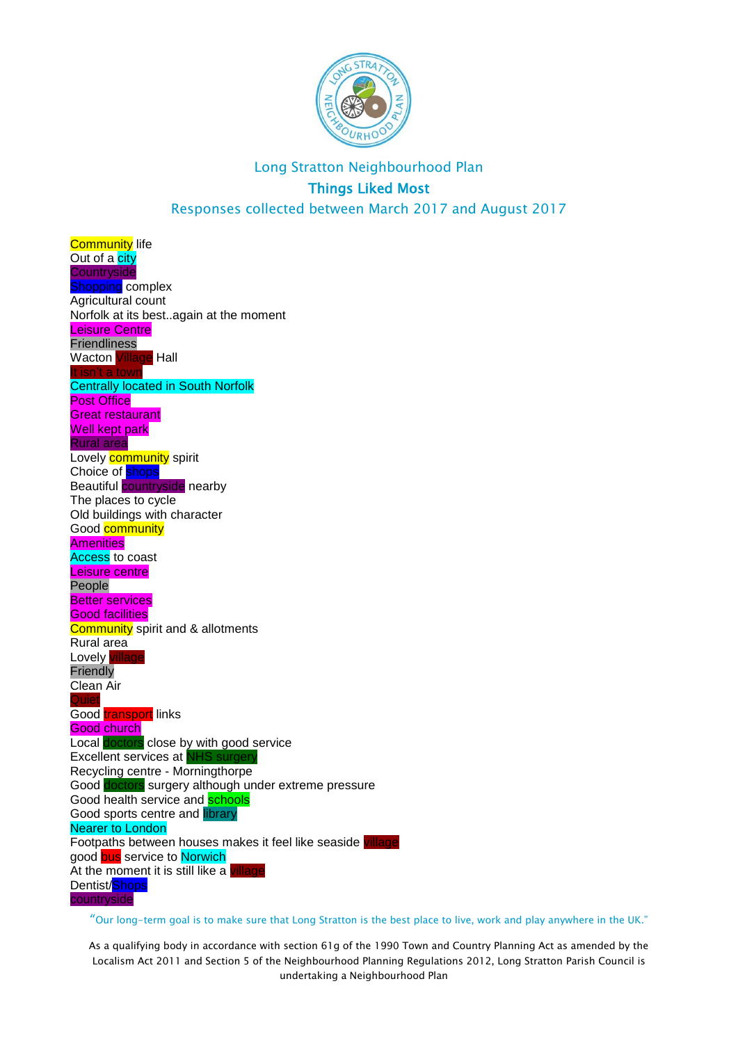Long Stratton Neighbourhood Plan

**Things Liked Most**

Responses collected between March 2017 and August 2017

Community life
Out of a city
Countryside
Shopping complex
Agricultural count
Norfolk at its best..again at the moment
Leisure Centre
Friendliness
Wacton Village Hall
It isn't a town
Centrally located in South Norfolk
Post Office
Great restaurant
Well kept park
Rural area
Lovely community spirit
Choice of shops
Beautiful countryside nearby
The places to cycle
Old buildings with character
Good community
Amenities
Access to coast
Leisure centre
People
Better services
Good facilities
Community spirit and & allotments
Rural area
Lovely village
Friendly
Clean Air
Quiet
Good transport links
Good church
Local doctors close by with good service
Excellent services at NHS surgery
Recycling centre - Morningthorpe
Good doctors surgery although under extreme pressure
Good health service and schools
Good sports centre and library
Nearer to London
Footpaths between houses makes it feel like seaside village
good bus service to Norwich
At the moment it is still like a village
Dentist/Shops
countryside

"Our long-term goal is to make sure that Long Stratton is the best place to live, work and play anywhere in the UK."

As a qualifying body in accordance with section 61g of the 1990 Town and Country Planning Act as amended by the Localism Act 2011 and Section 5 of the Neighbourhood Planning Regulations 2012, Long Stratton Parish Council is undertaking a Neighbourhood Plan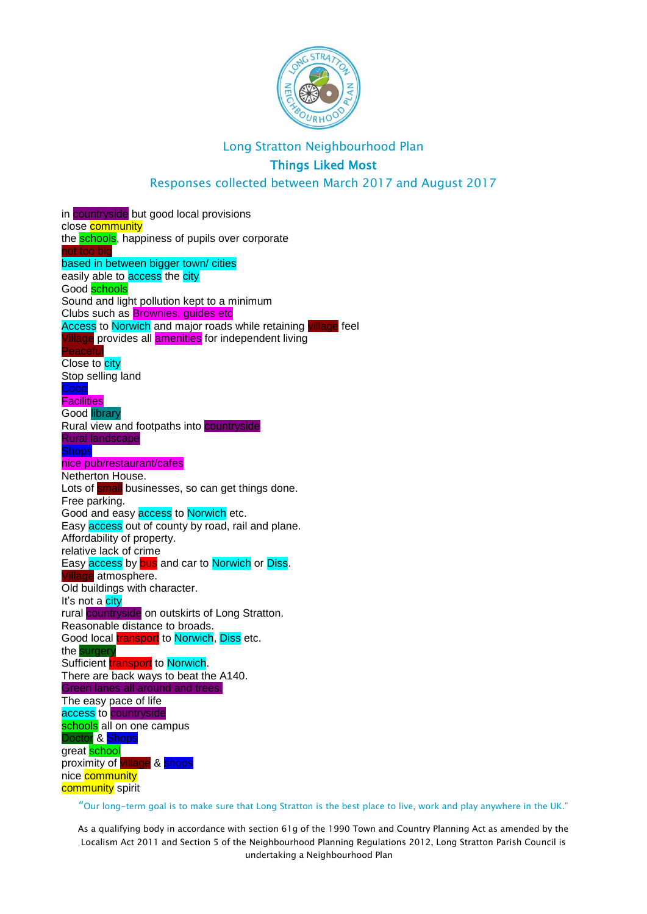Long Stratton Neighbourhood Plan

## Things Liked Most

Responses collected between March 2017 and August 2017

in countryside but good local provisions
close community
the schools, happiness of pupils over corporate
not too big
based in between bigger town/ cities
easily able to access the city
Good schools
Sound and light pollution kept to a minimum
Clubs such as Brownies, guides etc
Access to Norwich and major roads while retaining village feel
Village provides all amenities for independent living
Peaceful
Close to city
Stop selling land
Coop
Facilities
Good library
Rural view and footpaths into countryside
Rural landscape
Shops
nice pub/restaurant/cafes
Netherton House.
Lots of small businesses, so can get things done.
Free parking.
Good and easy access to Norwich etc.
Easy access out of county by road, rail and plane.
Affordability of property.
relative lack of crime
Easy access by bus and car to Norwich or Diss.
Village atmosphere.
Old buildings with character.
It's not a city
rural countryside on outskirts of Long Stratton.
Reasonable distance to broads.
Good local transport to Norwich, Diss etc.
the surgery
Sufficient transport to Norwich.
There are back ways to beat the A140.
Green lanes all around and trees.
The easy pace of life
access to countryside
schools all on one campus
Doctor & Shops
great school
proximity of village & shops
nice community
community spirit

"Our long-term goal is to make sure that Long Stratton is the best place to live, work and play anywhere in the UK."

As a qualifying body in accordance with section 61g of the 1990 Town and Country Planning Act as amended by the Localism Act 2011 and Section 5 of the Neighbourhood Planning Regulations 2012, Long Stratton Parish Council is undertaking a Neighbourhood Plan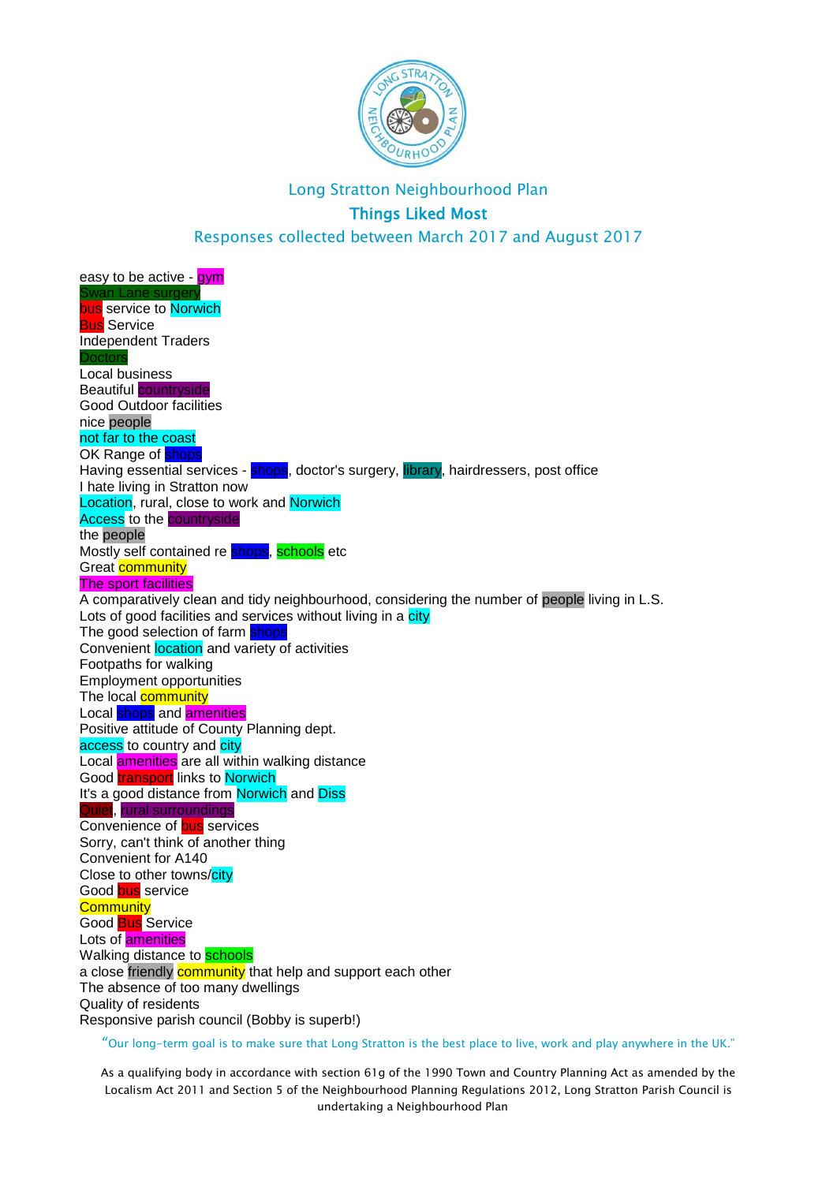Long Stratton Neighbourhood Plan

**Things Liked Most**

Responses collected between March 2017 and August 2017

easy to be active - gym
Swan Lane surgery
bus service to Norwich
Bus Service
Independent Traders
Doctors
Local business
Beautiful countryside
Good Outdoor facilities
nice people
not far to the coast
OK Range of shops
Having essential services - shops, doctor's surgery, library, hairdressers, post office
I hate living in Stratton now
Location, rural, close to work and Norwich
Access to the countryside
the people
Mostly self contained re shops, schools etc
Great community
The sport facilities
A comparatively clean and tidy neighbourhood, considering the number of people living in L.S.
Lots of good facilities and services without living in a city
The good selection of farm shops
Convenient location and variety of activities
Footpaths for walking
Employment opportunities
The local community
Local shops and amenities
Positive attitude of County Planning dept.
access to country and city
Local amenities are all within walking distance
Good transport links to Norwich
It's a good distance from Norwich and Diss
Quiet, rural surroundings
Convenience of bus services
Sorry, can't think of another thing
Convenient for A140
Close to other towns/city
Good bus service
Community
Good Bus Service
Lots of amenities
Walking distance to schools
a close friendly community that help and support each other
The absence of too many dwellings
Quality of residents
Responsive parish council (Bobby is superb!)

"Our long-term goal is to make sure that Long Stratton is the best place to live, work and play anywhere in the UK."

As a qualifying body in accordance with section 61g of the 1990 Town and Country Planning Act as amended by the Localism Act 2011 and Section 5 of the Neighbourhood Planning Regulations 2012, Long Stratton Parish Council is undertaking a Neighbourhood Plan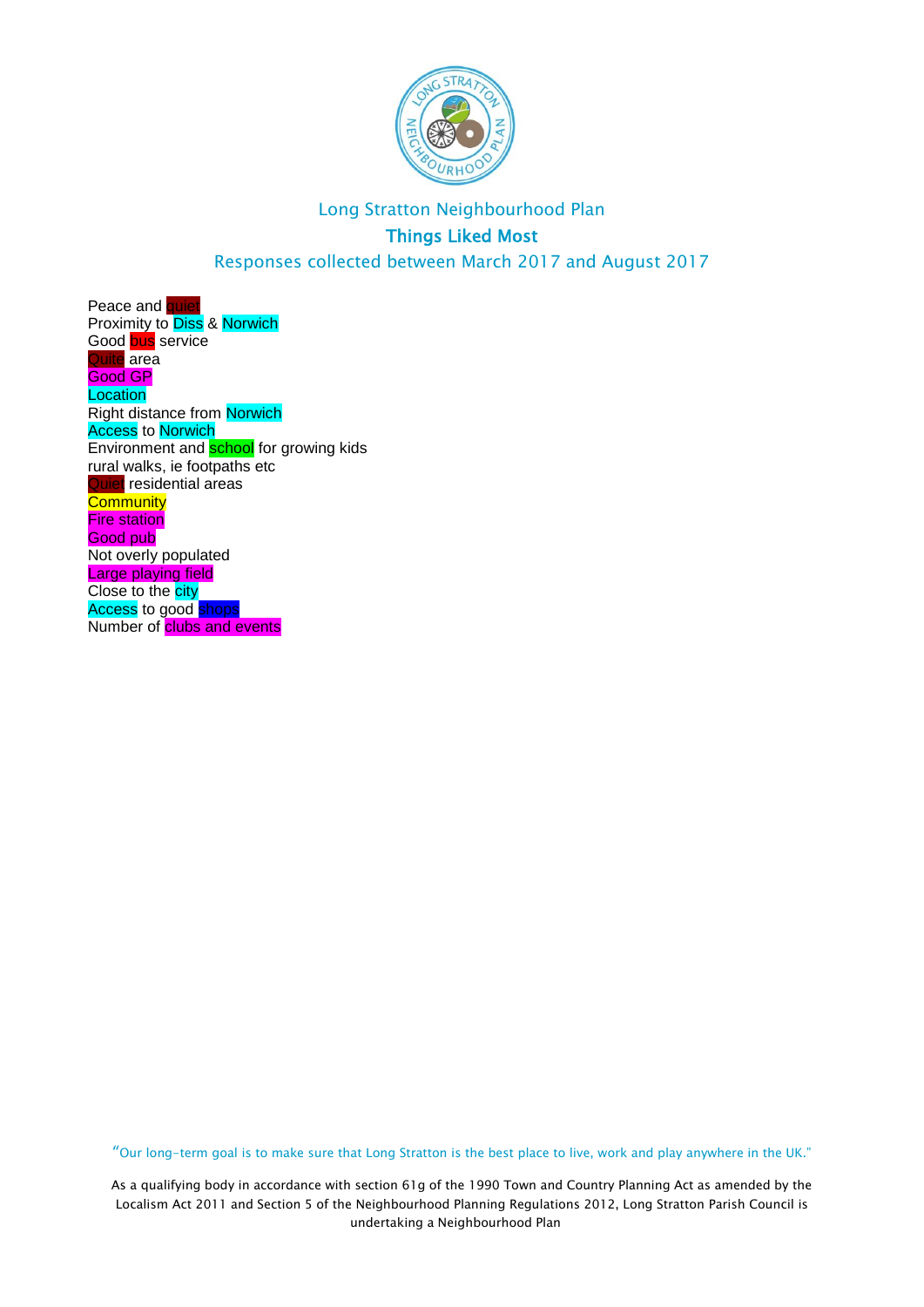Long Stratton Neighbourhood Plan

## Things Liked Most

Responses collected between March 2017 and August 2017

Peace and quiet
Proximity to Diss & Norwich
Good bus service
Quite area
Good GP
Location
Right distance from Norwich
Access to Norwich
Environment and school for growing kids
rural walks, ie footpaths etc
Quiet residential areas
Community
Fire station
Good pub
Not overly populated
Large playing field
Close to the city
Access to good shops
Number of clubs and events

"Our long-term goal is to make sure that Long Stratton is the best place to live, work and play anywhere in the UK."

As a qualifying body in accordance with section 61g of the 1990 Town and Country Planning Act as amended by the Localism Act 2011 and Section 5 of the Neighbourhood Planning Regulations 2012, Long Stratton Parish Council is undertaking a Neighbourhood Plan